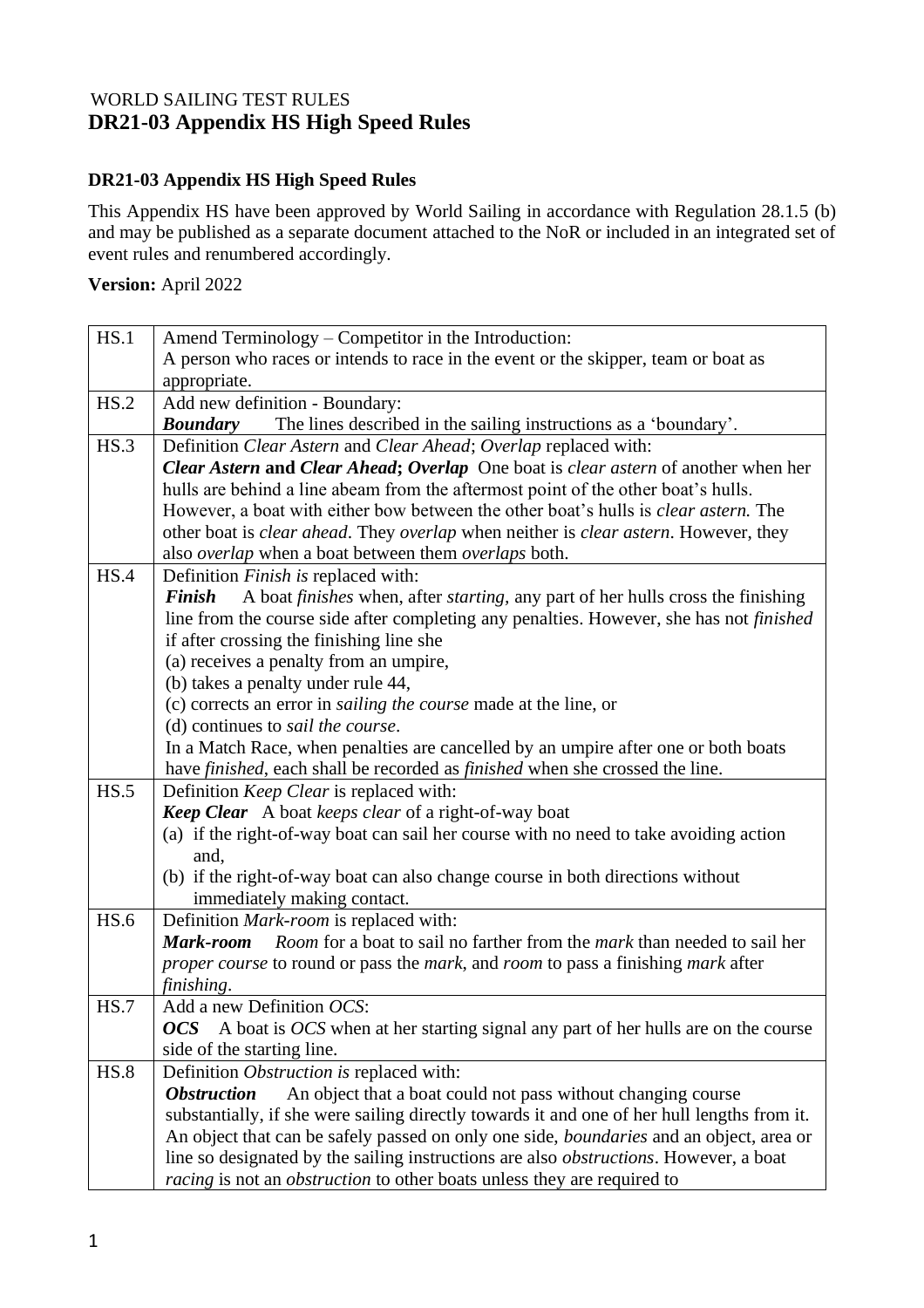WORLD SAILING TEST RULES

# DR21-03 Appendix HS High Speed Rules

**DR21-03 Appendix HS High Speed Rules**

This Appendix HS have been approved by World Sailing in accordance with Regulation 28.1.5 (b) and may be published as a separate document attached to the NoR or included in an integrated set of event rules and renumbered accordingly.

**Version:** April 2022

| | |
|---|---|
| HS.1 | Amend Terminology – Competitor in the Introduction:<br>A person who races or intends to race in the event or the skipper, team or boat as appropriate. |
| HS.2 | Add new definition - Boundary:<br>***Boundary*** The lines described in the sailing instructions as a 'boundary'. |
| HS.3 | Definition *Clear Astern* and *Clear Ahead*; *Overlap* replaced with:<br>***Clear Astern* and *Clear Ahead*; *Overlap*** One boat is *clear astern* of another when her hulls are behind a line abeam from the aftermost point of the other boat's hulls. However, a boat with either bow between the other boat's hulls is *clear astern.* The other boat is *clear ahead*. They *overlap* when neither is *clear astern*. However, they also *overlap* when a boat between them *overlaps* both. |
| HS.4 | Definition *Finish is* replaced with:<br>***Finish*** A boat *finishes* when, after *starting,* any part of her hulls cross the finishing line from the course side after completing any penalties. However, she has not *finished* if after crossing the finishing line she<br>(a) receives a penalty from an umpire,<br>(b) takes a penalty under rule 44,<br>(c) corrects an error in *sailing the course* made at the line, or<br>(d) continues to *sail the course*.<br>In a Match Race, when penalties are cancelled by an umpire after one or both boats have *finished,* each shall be recorded as *finished* when she crossed the line. |
| HS.5 | Definition *Keep Clear* is replaced with:<br>***Keep Clear*** A boat *keeps clear* of a right-of-way boat<br>(a) if the right-of-way boat can sail her course with no need to take avoiding action and,<br>(b) if the right-of-way boat can also change course in both directions without immediately making contact. |
| HS.6 | Definition *Mark-room* is replaced with:<br>***Mark-room*** *Room* for a boat to sail no farther from the *mark* than needed to sail her *proper course* to round or pass the *mark*, and *room* to pass a finishing *mark* after *finishing*. |
| HS.7 | Add a new Definition *OCS*:<br>***OCS*** A boat is *OCS* when at her starting signal any part of her hulls are on the course side of the starting line. |
| HS.8 | Definition *Obstruction is* replaced with:<br>***Obstruction*** An object that a boat could not pass without changing course substantially, if she were sailing directly towards it and one of her hull lengths from it. An object that can be safely passed on only one side, *boundaries* and an object, area or line so designated by the sailing instructions are also *obstructions*. However, a boat *racing* is not an *obstruction* to other boats unless they are required to |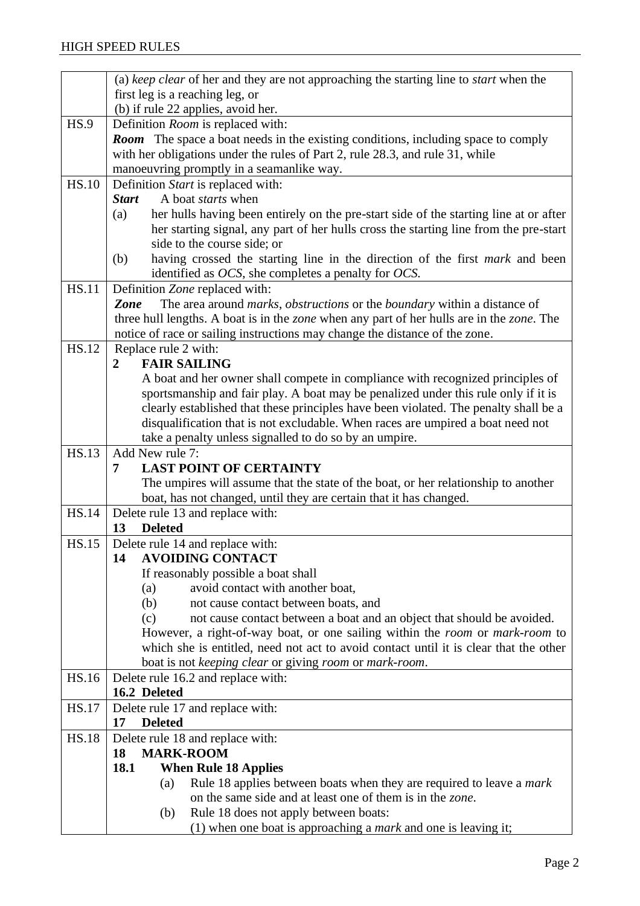| | |
|---|---|
| | (a) *keep clear* of her and they are not approaching the starting line to *start* when the first leg is a reaching leg, or<br>(b) if rule 22 applies, avoid her. |
| HS.9 | Definition *Room* is replaced with:<br>***Room*** The space a boat needs in the existing conditions, including space to comply with her obligations under the rules of Part 2, rule 28.3, and rule 31, while manoeuvring promptly in a seamanlike way. |
| HS.10 | Definition *Start* is replaced with:<br>***Start*** A boat *starts* when<br>(a) her hulls having been entirely on the pre-start side of the starting line at or after her starting signal, any part of her hulls cross the starting line from the pre-start side to the course side; or<br>(b) having crossed the starting line in the direction of the first *mark* and been identified as *OCS*, she completes a penalty for *OCS.* |
| HS.11 | Definition *Zone* replaced with:<br>***Zone*** The area around *marks*, *obstructions* or the *boundary* within a distance of three hull lengths. A boat is in the *zone* when any part of her hulls are in the *zone*. The notice of race or sailing instructions may change the distance of the zone. |
| HS.12 | Replace rule 2 with:<br>**2 FAIR SAILING**<br>A boat and her owner shall compete in compliance with recognized principles of sportsmanship and fair play. A boat may be penalized under this rule only if it is clearly established that these principles have been violated. The penalty shall be a disqualification that is not excludable. When races are umpired a boat need not take a penalty unless signalled to do so by an umpire. |
| HS.13 | Add New rule 7:<br>**7 LAST POINT OF CERTAINTY**<br>The umpires will assume that the state of the boat, or her relationship to another boat, has not changed, until they are certain that it has changed. |
| HS.14 | Delete rule 13 and replace with:<br>**13 Deleted** |
| HS.15 | Delete rule 14 and replace with:<br>**14 AVOIDING CONTACT**<br>If reasonably possible a boat shall<br>(a) avoid contact with another boat,<br>(b) not cause contact between boats, and<br>(c) not cause contact between a boat and an object that should be avoided.<br>However, a right-of-way boat, or one sailing within the *room* or *mark-room* to which she is entitled, need not act to avoid contact until it is clear that the other boat is not *keeping clear* or giving *room* or *mark-room*. |
| HS.16 | Delete rule 16.2 and replace with:<br>**16.2 Deleted** |
| HS.17 | Delete rule 17 and replace with:<br>**17 Deleted** |
| HS.18 | Delete rule 18 and replace with:<br>**18 MARK-ROOM**<br>**18.1 When Rule 18 Applies**<br>(a) Rule 18 applies between boats when they are required to leave a *mark* on the same side and at least one of them is in the *zone*.<br>(b) Rule 18 does not apply between boats:<br>(1) when one boat is approaching a *mark* and one is leaving it; |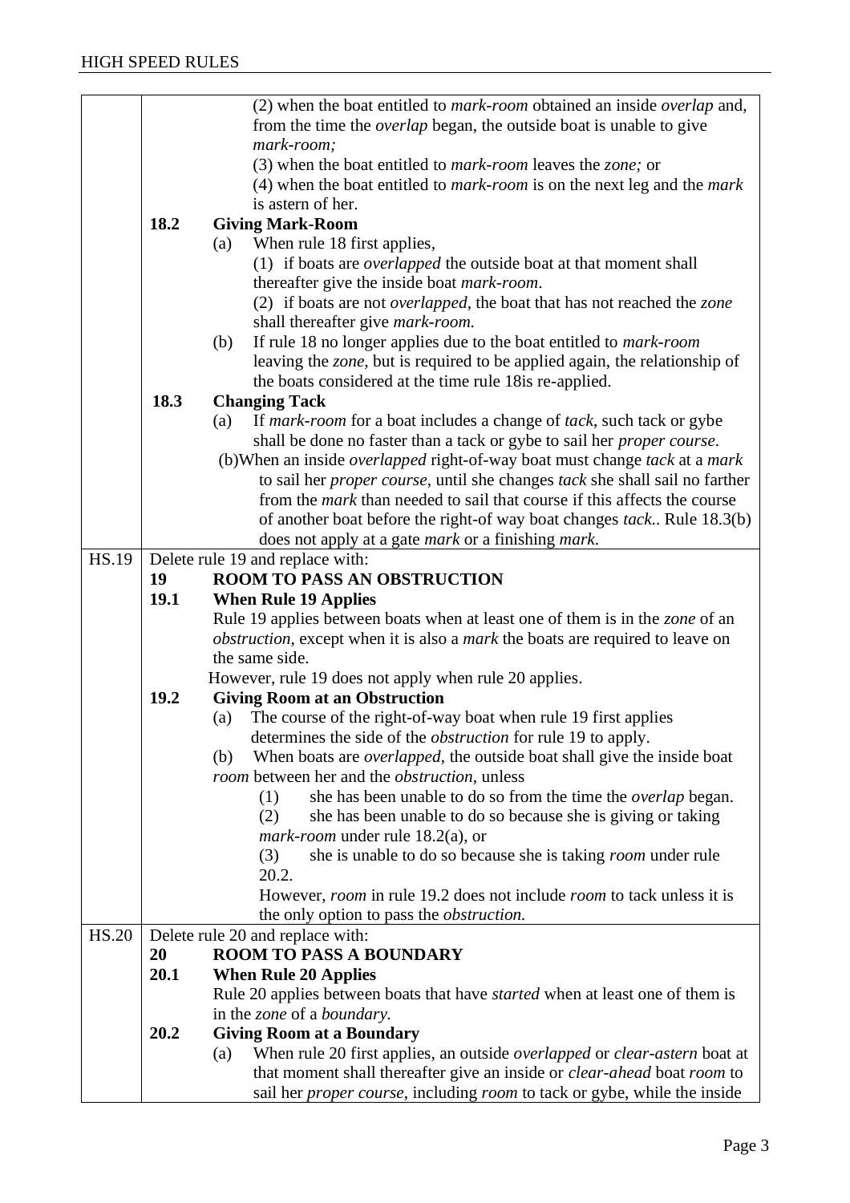| | |
|---|---|
| | (2) when the boat entitled to *mark-room* obtained an inside *overlap* and, from the time the *overlap* began, the outside boat is unable to give *mark-room;*<br>(3) when the boat entitled to *mark-room* leaves the *zone;* or<br>(4) when the boat entitled to *mark-room* is on the next leg and the *mark* is astern of her.<br>**18.2 Giving Mark-Room**<br>(a) When rule 18 first applies,<br>(1) if boats are *overlapped* the outside boat at that moment shall thereafter give the inside boat *mark-room*.<br>(2) if boats are not *overlapped*, the boat that has not reached the *zone* shall thereafter give *mark-room.*<br>(b) If rule 18 no longer applies due to the boat entitled to *mark-room* leaving the *zone*, but is required to be applied again, the relationship of the boats considered at the time rule 18is re-applied.<br>**18.3 Changing Tack**<br>(a) If *mark-room* for a boat includes a change of *tack*, such tack or gybe shall be done no faster than a tack or gybe to sail her *proper course*.<br>(b)When an inside *overlapped* right-of-way boat must change *tack* at a *mark* to sail her *proper course*, until she changes *tack* she shall sail no farther from the *mark* than needed to sail that course if this affects the course of another boat before the right-of way boat changes *tack*.. Rule 18.3(b) does not apply at a gate *mark* or a finishing *mark*. |
| HS.19 | Delete rule 19 and replace with:<br>**19 ROOM TO PASS AN OBSTRUCTION**<br>**19.1 When Rule 19 Applies**<br>Rule 19 applies between boats when at least one of them is in the *zone* of an *obstruction*, except when it is also a *mark* the boats are required to leave on the same side.<br>However, rule 19 does not apply when rule 20 applies.<br>**19.2 Giving Room at an Obstruction**<br>(a) The course of the right-of-way boat when rule 19 first applies determines the side of the *obstruction* for rule 19 to apply.<br>(b) When boats are *overlapped*, the outside boat shall give the inside boat *room* between her and the *obstruction*, unless<br>(1) she has been unable to do so from the time the *overlap* began.<br>(2) she has been unable to do so because she is giving or taking *mark-room* under rule 18.2(a), or<br>(3) she is unable to do so because she is taking *room* under rule 20.2.<br>However, *room* in rule 19.2 does not include *room* to tack unless it is the only option to pass the *obstruction.* |
| HS.20 | Delete rule 20 and replace with:<br>**20 ROOM TO PASS A BOUNDARY**<br>**20.1 When Rule 20 Applies**<br>Rule 20 applies between boats that have *started* when at least one of them is in the *zone* of a *boundary.*<br>**20.2 Giving Room at a Boundary**<br>(a) When rule 20 first applies, an outside *overlapped* or *clear-astern* boat at that moment shall thereafter give an inside or *clear-ahead* boat *room* to sail her *proper course*, including *room* to tack or gybe, while the inside |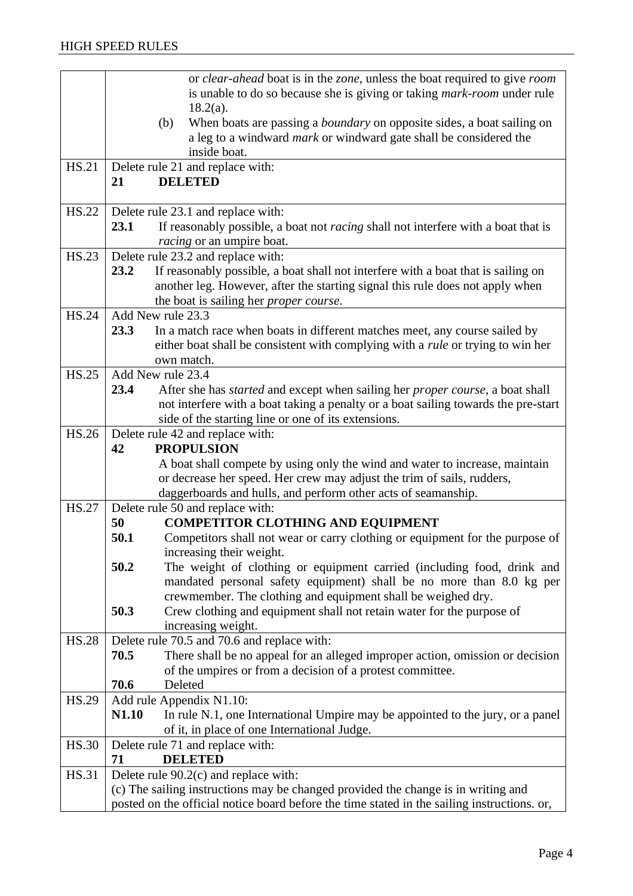| | |
|---|---|
| | or *clear-ahead* boat is in the *zone*, unless the boat required to give *room* is unable to do so because she is giving or taking *mark-room* under rule 18.2(a).<br>(b) When boats are passing a *boundary* on opposite sides, a boat sailing on a leg to a windward *mark* or windward gate shall be considered the inside boat. |
| HS.21 | Delete rule 21 and replace with:<br>**21 DELETED** |
| HS.22 | Delete rule 23.1 and replace with:<br>**23.1** If reasonably possible, a boat not *racing* shall not interfere with a boat that is *racing* or an umpire boat. |
| HS.23 | Delete rule 23.2 and replace with:<br>**23.2** If reasonably possible, a boat shall not interfere with a boat that is sailing on another leg. However, after the starting signal this rule does not apply when the boat is sailing her *proper course*. |
| HS.24 | Add New rule 23.3<br>**23.3** In a match race when boats in different matches meet, any course sailed by either boat shall be consistent with complying with a *rule* or trying to win her own match. |
| HS.25 | Add New rule 23.4<br>**23.4** After she has *started* and except when sailing her *proper course*, a boat shall not interfere with a boat taking a penalty or a boat sailing towards the pre-start side of the starting line or one of its extensions. |
| HS.26 | Delete rule 42 and replace with:<br>**42 PROPULSION**<br>A boat shall compete by using only the wind and water to increase, maintain or decrease her speed. Her crew may adjust the trim of sails, rudders, daggerboards and hulls, and perform other acts of seamanship. |
| HS.27 | Delete rule 50 and replace with:<br>**50 COMPETITOR CLOTHING AND EQUIPMENT**<br>**50.1** Competitors shall not wear or carry clothing or equipment for the purpose of increasing their weight.<br>**50.2** The weight of clothing or equipment carried (including food, drink and mandated personal safety equipment) shall be no more than 8.0 kg per crewmember. The clothing and equipment shall be weighed dry.<br>**50.3** Crew clothing and equipment shall not retain water for the purpose of increasing weight. |
| HS.28 | Delete rule 70.5 and 70.6 and replace with:<br>**70.5** There shall be no appeal for an alleged improper action, omission or decision of the umpires or from a decision of a protest committee.<br>**70.6** Deleted |
| HS.29 | Add rule Appendix N1.10:<br>**N1.10** In rule N.1, one International Umpire may be appointed to the jury, or a panel of it, in place of one International Judge. |
| HS.30 | Delete rule 71 and replace with:<br>**71 DELETED** |
| HS.31 | Delete rule 90.2(c) and replace with:<br>(c) The sailing instructions may be changed provided the change is in writing and posted on the official notice board before the time stated in the sailing instructions. or, |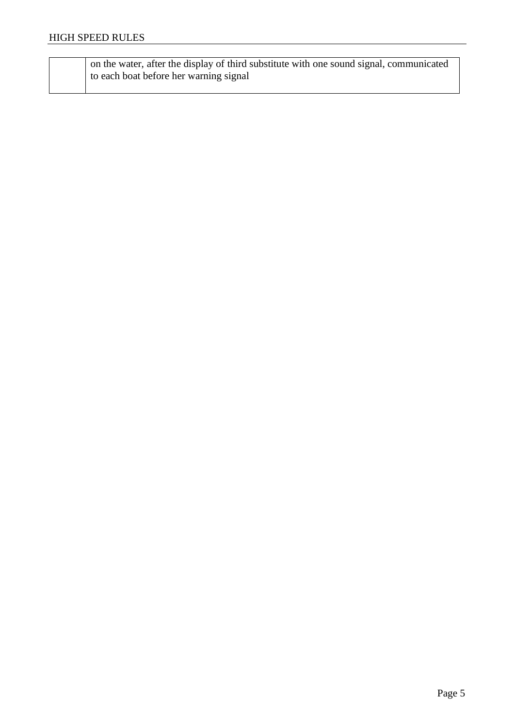| | |
|---|---|
| | on the water, after the display of third substitute with one sound signal, communicated to each boat before her warning signal |